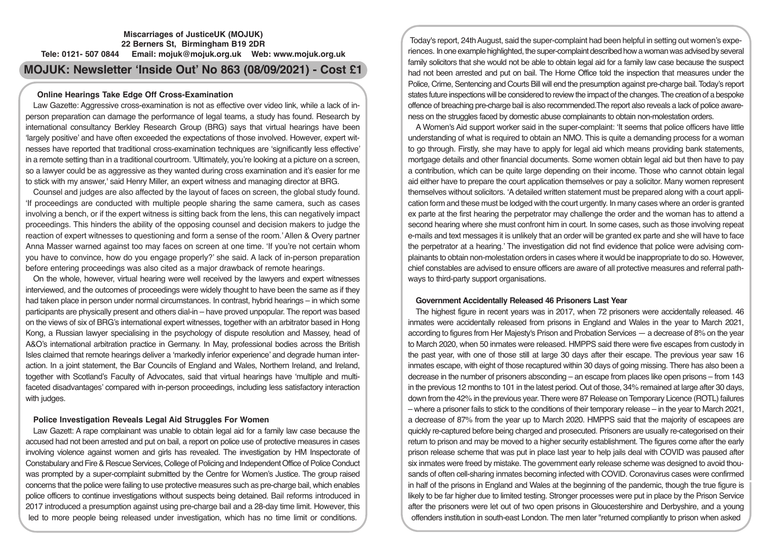**Miscarriages of JusticeUK (MOJUK)**
**22 Berners St, Birmingham B19 2DR**
**Tele: 0121- 507 0844 Email: mojuk@mojuk.org.uk Web: www.mojuk.org.uk**

# MOJUK: Newsletter 'Inside Out' No 863 (08/09/2021) - Cost £1

### Online Hearings Take Edge Off Cross-Examination

Law Gazette: Aggressive cross-examination is not as effective over video link, while a lack of in-person preparation can damage the performance of legal teams, a study has found. Research by international consultancy Berkley Research Group (BRG) says that virtual hearings have been 'largely positive' and have often exceeded the expectations of those involved. However, expert witnesses have reported that traditional cross-examination techniques are 'significantly less effective' in a remote setting than in a traditional courtroom. 'Ultimately, you're looking at a picture on a screen, so a lawyer could be as aggressive as they wanted during cross examination and it's easier for me to stick with my answer,' said Henry Miller, an expert witness and managing director at BRG.

Counsel and judges are also affected by the layout of faces on screen, the global study found. 'If proceedings are conducted with multiple people sharing the same camera, such as cases involving a bench, or if the expert witness is sitting back from the lens, this can negatively impact proceedings. This hinders the ability of the opposing counsel and decision makers to judge the reaction of expert witnesses to questioning and form a sense of the room.' Allen & Overy partner Anna Masser warned against too may faces on screen at one time. 'If you're not certain whom you have to convince, how do you engage properly?' she said. A lack of in-person preparation before entering proceedings was also cited as a major drawback of remote hearings.

On the whole, however, virtual hearing were well received by the lawyers and expert witnesses interviewed, and the outcomes of proceedings were widely thought to have been the same as if they had taken place in person under normal circumstances. In contrast, hybrid hearings – in which some participants are physically present and others dial-in – have proved unpopular. The report was based on the views of six of BRG's international expert witnesses, together with an arbitrator based in Hong Kong, a Russian lawyer specialising in the psychology of dispute resolution and Massey, head of A&O's international arbitration practice in Germany. In May, professional bodies across the British Isles claimed that remote hearings deliver a 'markedly inferior experience' and degrade human interaction. In a joint statement, the Bar Councils of England and Wales, Northern Ireland, and Ireland, together with Scotland's Faculty of Advocates, said that virtual hearings have 'multiple and multi-faceted disadvantages' compared with in-person proceedings, including less satisfactory interaction with judges.

### Police Investigation Reveals Legal Aid Struggles For Women

Law Gazett: A rape complainant was unable to obtain legal aid for a family law case because the accused had not been arrested and put on bail, a report on police use of protective measures in cases involving violence against women and girls has revealed. The investigation by HM Inspectorate of Constabulary and Fire & Rescue Services, College of Policing and Independent Office of Police Conduct was prompted by a super-complaint submitted by the Centre for Women's Justice. The group raised concerns that the police were failing to use protective measures such as pre-charge bail, which enables police officers to continue investigations without suspects being detained. Bail reforms introduced in 2017 introduced a presumption against using pre-charge bail and a 28-day time limit. However, this led to more people being released under investigation, which has no time limit or conditions.

Today's report, 24th August, said the super-complaint had been helpful in setting out women's experiences. In one example highlighted, the super-complaint described how a woman was advised by several family solicitors that she would not be able to obtain legal aid for a family law case because the suspect had not been arrested and put on bail. The Home Office told the inspection that measures under the Police, Crime, Sentencing and Courts Bill will end the presumption against pre-charge bail. Today's report states future inspections will be considered to review the impact of the changes. The creation of a bespoke offence of breaching pre-charge bail is also recommended.The report also reveals a lack of police awareness on the struggles faced by domestic abuse complainants to obtain non-molestation orders.

A Women's Aid support worker said in the super-complaint: 'It seems that police officers have little understanding of what is required to obtain an NMO. This is quite a demanding process for a woman to go through. Firstly, she may have to apply for legal aid which means providing bank statements, mortgage details and other financial documents. Some women obtain legal aid but then have to pay a contribution, which can be quite large depending on their income. Those who cannot obtain legal aid either have to prepare the court application themselves or pay a solicitor. Many women represent themselves without solicitors. 'A detailed written statement must be prepared along with a court application form and these must be lodged with the court urgently. In many cases where an order is granted ex parte at the first hearing the perpetrator may challenge the order and the woman has to attend a second hearing where she must confront him in court. In some cases, such as those involving repeat e-mails and text messages it is unlikely that an order will be granted ex parte and she will have to face the perpetrator at a hearing.' The investigation did not find evidence that police were advising complainants to obtain non-molestation orders in cases where it would be inappropriate to do so. However, chief constables are advised to ensure officers are aware of all protective measures and referral pathways to third-party support organisations.

### Government Accidentally Released 46 Prisoners Last Year

The highest figure in recent years was in 2017, when 72 prisoners were accidentally released. 46 inmates were accidentally released from prisons in England and Wales in the year to March 2021, according to figures from Her Majesty's Prison and Probation Services — a decrease of 8% on the year to March 2020, when 50 inmates were released. HMPPS said there were five escapes from custody in the past year, with one of those still at large 30 days after their escape. The previous year saw 16 inmates escape, with eight of those recaptured within 30 days of going missing. There has also been a decrease in the number of prisoners absconding – an escape from places like open prisons – from 143 in the previous 12 months to 101 in the latest period. Out of those, 34% remained at large after 30 days, down from the 42% in the previous year. There were 87 Release on Temporary Licence (ROTL) failures – where a prisoner fails to stick to the conditions of their temporary release – in the year to March 2021, a decrease of 87% from the year up to March 2020. HMPPS said that the majority of escapees are quickly re-captured before being charged and prosecuted. Prisoners are usually re-categorised on their return to prison and may be moved to a higher security establishment. The figures come after the early prison release scheme that was put in place last year to help jails deal with COVID was paused after six inmates were freed by mistake. The government early release scheme was designed to avoid thousands of often cell-sharing inmates becoming infected with COVID. Coronavirus cases were confirmed in half of the prisons in England and Wales at the beginning of the pandemic, though the true figure is likely to be far higher due to limited testing. Stronger processes were put in place by the Prison Service after the prisoners were let out of two open prisons in Gloucestershire and Derbyshire, and a young offenders institution in south-east London. The men later "returned compliantly to prison when asked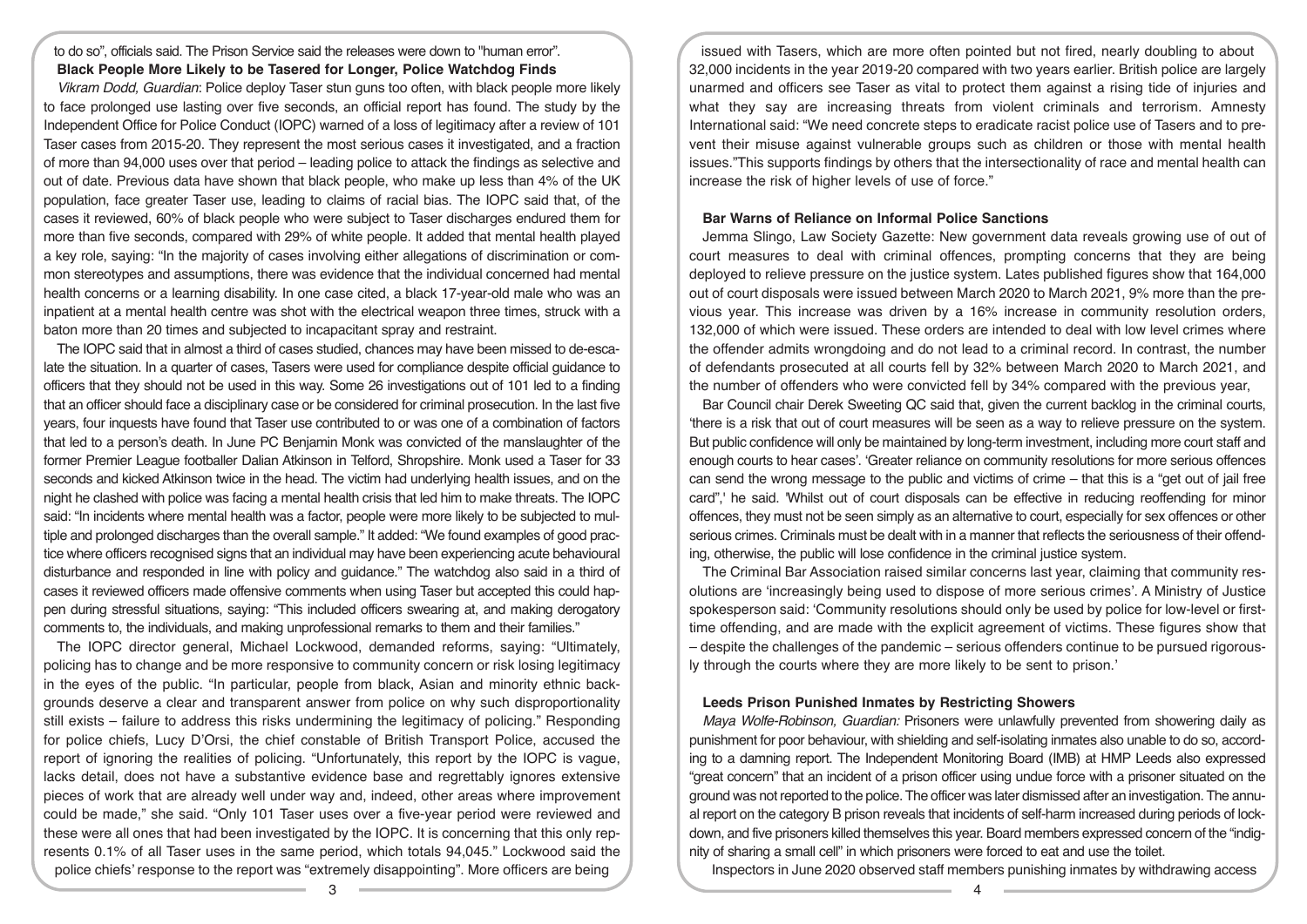to do so", officials said. The Prison Service said the releases were down to "human error".

**Black People More Likely to be Tasered for Longer, Police Watchdog Finds**

*Vikram Dodd, Guardian*: Police deploy Taser stun guns too often, with black people more likely to face prolonged use lasting over five seconds, an official report has found. The study by the Independent Office for Police Conduct (IOPC) warned of a loss of legitimacy after a review of 101 Taser cases from 2015-20. They represent the most serious cases it investigated, and a fraction of more than 94,000 uses over that period – leading police to attack the findings as selective and out of date. Previous data have shown that black people, who make up less than 4% of the UK population, face greater Taser use, leading to claims of racial bias. The IOPC said that, of the cases it reviewed, 60% of black people who were subject to Taser discharges endured them for more than five seconds, compared with 29% of white people. It added that mental health played a key role, saying: "In the majority of cases involving either allegations of discrimination or common stereotypes and assumptions, there was evidence that the individual concerned had mental health concerns or a learning disability. In one case cited, a black 17-year-old male who was an inpatient at a mental health centre was shot with the electrical weapon three times, struck with a baton more than 20 times and subjected to incapacitant spray and restraint.

The IOPC said that in almost a third of cases studied, chances may have been missed to de-escalate the situation. In a quarter of cases, Tasers were used for compliance despite official guidance to officers that they should not be used in this way. Some 26 investigations out of 101 led to a finding that an officer should face a disciplinary case or be considered for criminal prosecution. In the last five years, four inquests have found that Taser use contributed to or was one of a combination of factors that led to a person's death. In June PC Benjamin Monk was convicted of the manslaughter of the former Premier League footballer Dalian Atkinson in Telford, Shropshire. Monk used a Taser for 33 seconds and kicked Atkinson twice in the head. The victim had underlying health issues, and on the night he clashed with police was facing a mental health crisis that led him to make threats. The IOPC said: "In incidents where mental health was a factor, people were more likely to be subjected to multiple and prolonged discharges than the overall sample." It added: "We found examples of good practice where officers recognised signs that an individual may have been experiencing acute behavioural disturbance and responded in line with policy and guidance." The watchdog also said in a third of cases it reviewed officers made offensive comments when using Taser but accepted this could happen during stressful situations, saying: "This included officers swearing at, and making derogatory comments to, the individuals, and making unprofessional remarks to them and their families."

The IOPC director general, Michael Lockwood, demanded reforms, saying: "Ultimately, policing has to change and be more responsive to community concern or risk losing legitimacy in the eyes of the public. "In particular, people from black, Asian and minority ethnic backgrounds deserve a clear and transparent answer from police on why such disproportionality still exists – failure to address this risks undermining the legitimacy of policing." Responding for police chiefs, Lucy D'Orsi, the chief constable of British Transport Police, accused the report of ignoring the realities of policing. "Unfortunately, this report by the IOPC is vague, lacks detail, does not have a substantive evidence base and regrettably ignores extensive pieces of work that are already well under way and, indeed, other areas where improvement could be made," she said. "Only 101 Taser uses over a five-year period were reviewed and these were all ones that had been investigated by the IOPC. It is concerning that this only represents 0.1% of all Taser uses in the same period, which totals 94,045." Lockwood said the police chiefs' response to the report was "extremely disappointing". More officers are being issued with Tasers, which are more often pointed but not fired, nearly doubling to about 32,000 incidents in the year 2019-20 compared with two years earlier. British police are largely unarmed and officers see Taser as vital to protect them against a rising tide of injuries and what they say are increasing threats from violent criminals and terrorism. Amnesty International said: "We need concrete steps to eradicate racist police use of Tasers and to prevent their misuse against vulnerable groups such as children or those with mental health issues."This supports findings by others that the intersectionality of race and mental health can increase the risk of higher levels of use of force."

**Bar Warns of Reliance on Informal Police Sanctions**

Jemma Slingo, Law Society Gazette: New government data reveals growing use of out of court measures to deal with criminal offences, prompting concerns that they are being deployed to relieve pressure on the justice system. Lates published figures show that 164,000 out of court disposals were issued between March 2020 to March 2021, 9% more than the previous year. This increase was driven by a 16% increase in community resolution orders, 132,000 of which were issued. These orders are intended to deal with low level crimes where the offender admits wrongdoing and do not lead to a criminal record. In contrast, the number of defendants prosecuted at all courts fell by 32% between March 2020 to March 2021, and the number of offenders who were convicted fell by 34% compared with the previous year,

Bar Council chair Derek Sweeting QC said that, given the current backlog in the criminal courts, 'there is a risk that out of court measures will be seen as a way to relieve pressure on the system. But public confidence will only be maintained by long-term investment, including more court staff and enough courts to hear cases'. 'Greater reliance on community resolutions for more serious offences can send the wrong message to the public and victims of crime – that this is a "get out of jail free card",' he said. 'Whilst out of court disposals can be effective in reducing reoffending for minor offences, they must not be seen simply as an alternative to court, especially for sex offences or other serious crimes. Criminals must be dealt with in a manner that reflects the seriousness of their offending, otherwise, the public will lose confidence in the criminal justice system.

The Criminal Bar Association raised similar concerns last year, claiming that community resolutions are 'increasingly being used to dispose of more serious crimes'. A Ministry of Justice spokesperson said: 'Community resolutions should only be used by police for low-level or first-time offending, and are made with the explicit agreement of victims. These figures show that – despite the challenges of the pandemic – serious offenders continue to be pursued rigorously through the courts where they are more likely to be sent to prison.'

**Leeds Prison Punished Inmates by Restricting Showers**

*Maya Wolfe-Robinson, Guardian:* Prisoners were unlawfully prevented from showering daily as punishment for poor behaviour, with shielding and self-isolating inmates also unable to do so, according to a damning report. The Independent Monitoring Board (IMB) at HMP Leeds also expressed "great concern" that an incident of a prison officer using undue force with a prisoner situated on the ground was not reported to the police. The officer was later dismissed after an investigation. The annual report on the category B prison reveals that incidents of self-harm increased during periods of lockdown, and five prisoners killed themselves this year. Board members expressed concern of the "indignity of sharing a small cell" in which prisoners were forced to eat and use the toilet.

Inspectors in June 2020 observed staff members punishing inmates by withdrawing access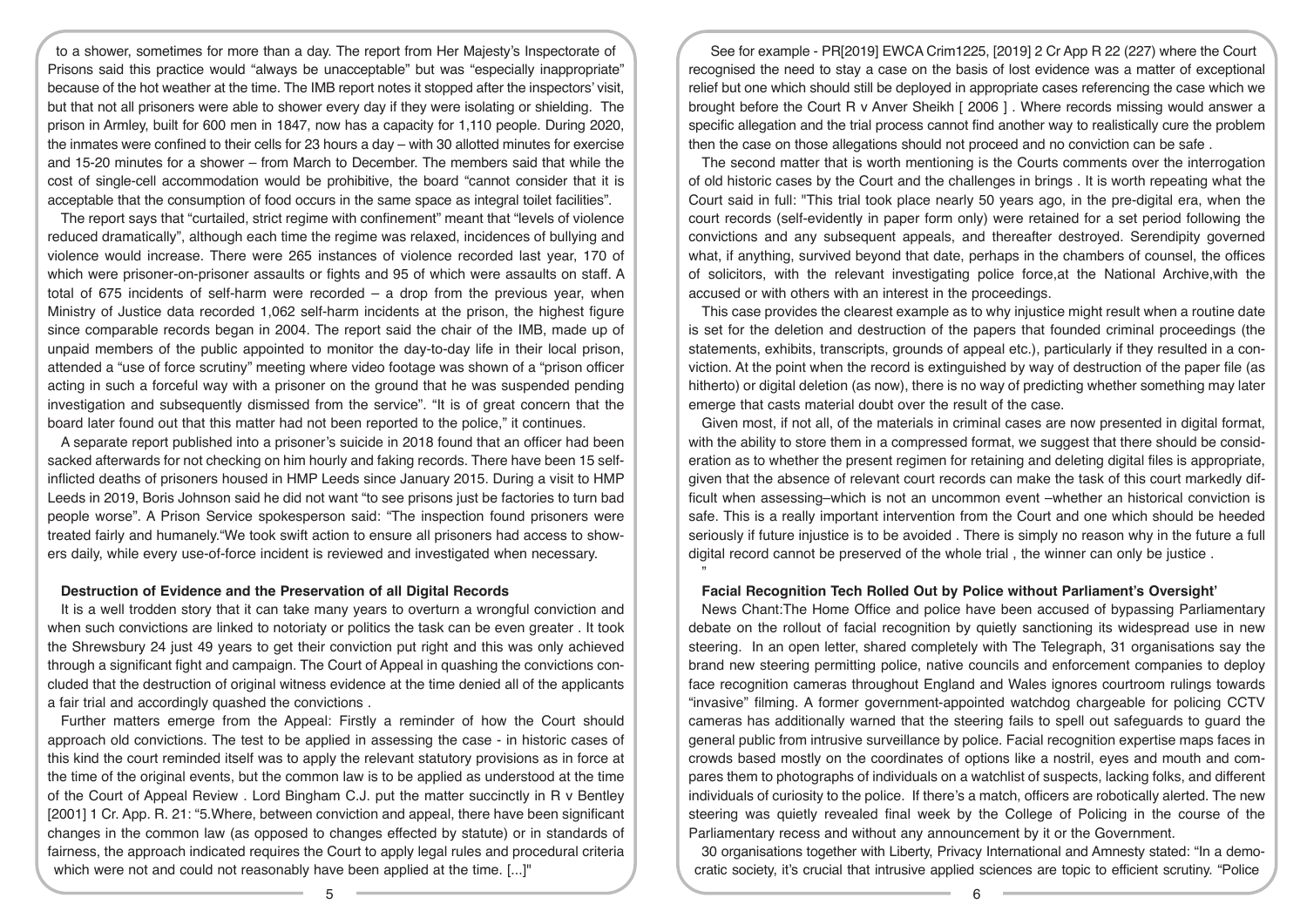to a shower, sometimes for more than a day. The report from Her Majesty's Inspectorate of Prisons said this practice would "always be unacceptable" but was "especially inappropriate" because of the hot weather at the time. The IMB report notes it stopped after the inspectors' visit, but that not all prisoners were able to shower every day if they were isolating or shielding. The prison in Armley, built for 600 men in 1847, now has a capacity for 1,110 people. During 2020, the inmates were confined to their cells for 23 hours a day – with 30 allotted minutes for exercise and 15-20 minutes for a shower – from March to December. The members said that while the cost of single-cell accommodation would be prohibitive, the board "cannot consider that it is acceptable that the consumption of food occurs in the same space as integral toilet facilities".

The report says that "curtailed, strict regime with confinement" meant that "levels of violence reduced dramatically", although each time the regime was relaxed, incidences of bullying and violence would increase. There were 265 instances of violence recorded last year, 170 of which were prisoner-on-prisoner assaults or fights and 95 of which were assaults on staff. A total of 675 incidents of self-harm were recorded – a drop from the previous year, when Ministry of Justice data recorded 1,062 self-harm incidents at the prison, the highest figure since comparable records began in 2004. The report said the chair of the IMB, made up of unpaid members of the public appointed to monitor the day-to-day life in their local prison, attended a "use of force scrutiny" meeting where video footage was shown of a "prison officer acting in such a forceful way with a prisoner on the ground that he was suspended pending investigation and subsequently dismissed from the service". "It is of great concern that the board later found out that this matter had not been reported to the police," it continues.

A separate report published into a prisoner's suicide in 2018 found that an officer had been sacked afterwards for not checking on him hourly and faking records. There have been 15 self-inflicted deaths of prisoners housed in HMP Leeds since January 2015. During a visit to HMP Leeds in 2019, Boris Johnson said he did not want "to see prisons just be factories to turn bad people worse". A Prison Service spokesperson said: "The inspection found prisoners were treated fairly and humanely."We took swift action to ensure all prisoners had access to showers daily, while every use-of-force incident is reviewed and investigated when necessary.

### Destruction of Evidence and the Preservation of all Digital Records

It is a well trodden story that it can take many years to overturn a wrongful conviction and when such convictions are linked to notoriaty or politics the task can be even greater . It took the Shrewsbury 24 just 49 years to get their conviction put right and this was only achieved through a significant fight and campaign. The Court of Appeal in quashing the convictions concluded that the destruction of original witness evidence at the time denied all of the applicants a fair trial and accordingly quashed the convictions .

Further matters emerge from the Appeal: Firstly a reminder of how the Court should approach old convictions. The test to be applied in assessing the case - in historic cases of this kind the court reminded itself was to apply the relevant statutory provisions as in force at the time of the original events, but the common law is to be applied as understood at the time of the Court of Appeal Review . Lord Bingham C.J. put the matter succinctly in R v Bentley [2001] 1 Cr. App. R. 21: "5.Where, between conviction and appeal, there have been significant changes in the common law (as opposed to changes effected by statute) or in standards of fairness, the approach indicated requires the Court to apply legal rules and procedural criteria which were not and could not reasonably have been applied at the time. [...]"

See for example - PR[2019] EWCA Crim1225, [2019] 2 Cr App R 22 (227) where the Court recognised the need to stay a case on the basis of lost evidence was a matter of exceptional relief but one which should still be deployed in appropriate cases referencing the case which we brought before the Court R v Anver Sheikh [ 2006 ] . Where records missing would answer a specific allegation and the trial process cannot find another way to realistically cure the problem then the case on those allegations should not proceed and no conviction can be safe .

The second matter that is worth mentioning is the Courts comments over the interrogation of old historic cases by the Court and the challenges in brings . It is worth repeating what the Court said in full: "This trial took place nearly 50 years ago, in the pre-digital era, when the court records (self-evidently in paper form only) were retained for a set period following the convictions and any subsequent appeals, and thereafter destroyed. Serendipity governed what, if anything, survived beyond that date, perhaps in the chambers of counsel, the offices of solicitors, with the relevant investigating police force,at the National Archive,with the accused or with others with an interest in the proceedings.

This case provides the clearest example as to why injustice might result when a routine date is set for the deletion and destruction of the papers that founded criminal proceedings (the statements, exhibits, transcripts, grounds of appeal etc.), particularly if they resulted in a conviction. At the point when the record is extinguished by way of destruction of the paper file (as hitherto) or digital deletion (as now), there is no way of predicting whether something may later emerge that casts material doubt over the result of the case.

Given most, if not all, of the materials in criminal cases are now presented in digital format, with the ability to store them in a compressed format, we suggest that there should be consideration as to whether the present regimen for retaining and deleting digital files is appropriate, given that the absence of relevant court records can make the task of this court markedly difficult when assessing–which is not an uncommon event –whether an historical conviction is safe. This is a really important intervention from the Court and one which should be heeded seriously if future injustice is to be avoided . There is simply no reason why in the future a full digital record cannot be preserved of the whole trial , the winner can only be justice .
"

### Facial Recognition Tech Rolled Out by Police without Parliament's Oversight'

News Chant:The Home Office and police have been accused of bypassing Parliamentary debate on the rollout of facial recognition by quietly sanctioning its widespread use in new steering. In an open letter, shared completely with The Telegraph, 31 organisations say the brand new steering permitting police, native councils and enforcement companies to deploy face recognition cameras throughout England and Wales ignores courtroom rulings towards "invasive" filming. A former government-appointed watchdog chargeable for policing CCTV cameras has additionally warned that the steering fails to spell out safeguards to guard the general public from intrusive surveillance by police. Facial recognition expertise maps faces in crowds based mostly on the coordinates of options like a nostril, eyes and mouth and compares them to photographs of individuals on a watchlist of suspects, lacking folks, and different individuals of curiosity to the police. If there's a match, officers are robotically alerted. The new steering was quietly revealed final week by the College of Policing in the course of the Parliamentary recess and without any announcement by it or the Government.

30 organisations together with Liberty, Privacy International and Amnesty stated: "In a democratic society, it's crucial that intrusive applied sciences are topic to efficient scrutiny. "Police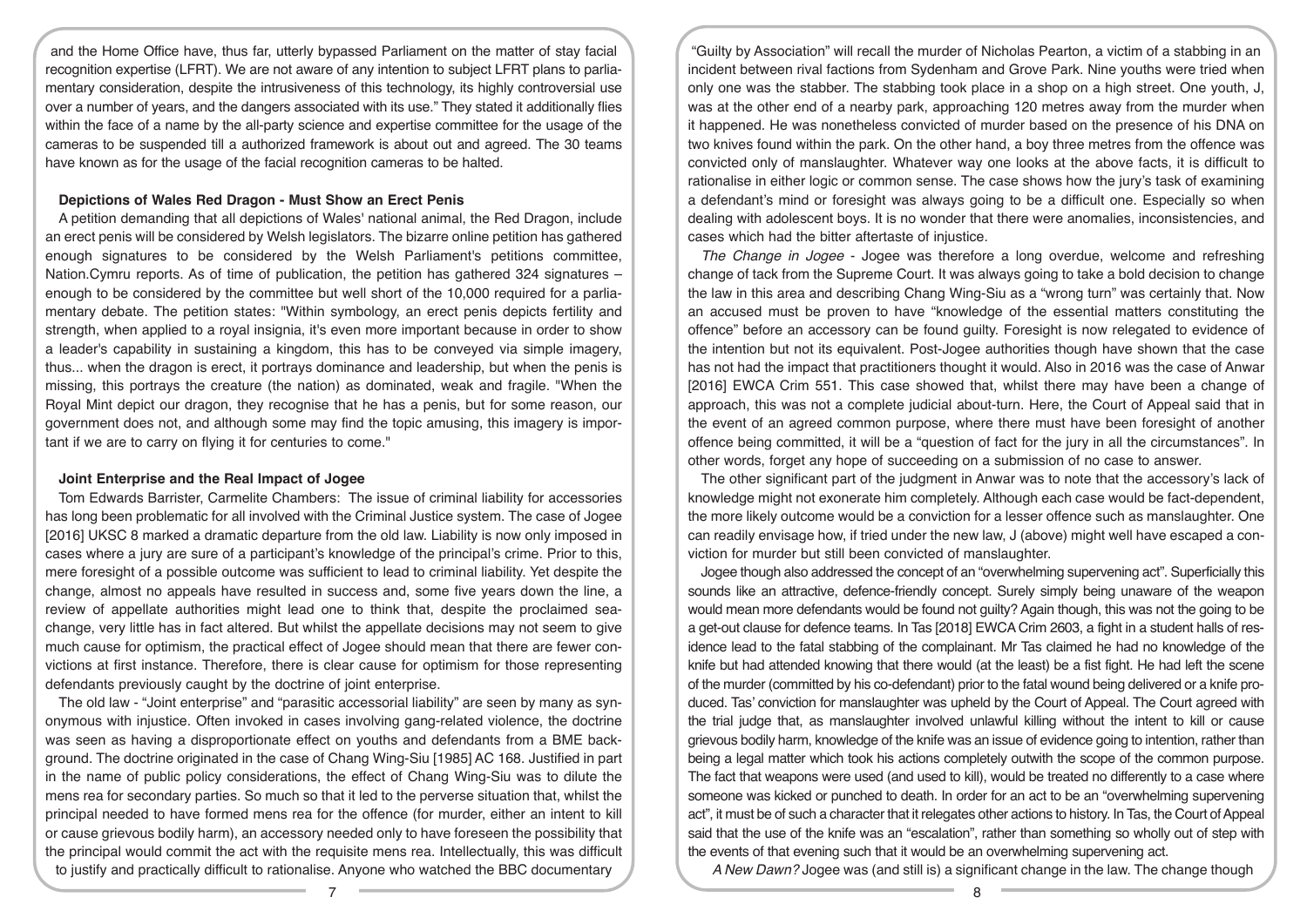and the Home Office have, thus far, utterly bypassed Parliament on the matter of stay facial recognition expertise (LFRT). We are not aware of any intention to subject LFRT plans to parliamentary consideration, despite the intrusiveness of this technology, its highly controversial use over a number of years, and the dangers associated with its use." They stated it additionally flies within the face of a name by the all-party science and expertise committee for the usage of the cameras to be suspended till a authorized framework is about out and agreed. The 30 teams have known as for the usage of the facial recognition cameras to be halted.

### Depictions of Wales Red Dragon - Must Show an Erect Penis

A petition demanding that all depictions of Wales' national animal, the Red Dragon, include an erect penis will be considered by Welsh legislators. The bizarre online petition has gathered enough signatures to be considered by the Welsh Parliament's petitions committee, Nation.Cymru reports. As of time of publication, the petition has gathered 324 signatures – enough to be considered by the committee but well short of the 10,000 required for a parliamentary debate. The petition states: "Within symbology, an erect penis depicts fertility and strength, when applied to a royal insignia, it's even more important because in order to show a leader's capability in sustaining a kingdom, this has to be conveyed via simple imagery, thus... when the dragon is erect, it portrays dominance and leadership, but when the penis is missing, this portrays the creature (the nation) as dominated, weak and fragile. "When the Royal Mint depict our dragon, they recognise that he has a penis, but for some reason, our government does not, and although some may find the topic amusing, this imagery is important if we are to carry on flying it for centuries to come."

### Joint Enterprise and the Real Impact of Jogee

Tom Edwards Barrister, Carmelite Chambers: The issue of criminal liability for accessories has long been problematic for all involved with the Criminal Justice system. The case of Jogee [2016] UKSC 8 marked a dramatic departure from the old law. Liability is now only imposed in cases where a jury are sure of a participant's knowledge of the principal's crime. Prior to this, mere foresight of a possible outcome was sufficient to lead to criminal liability. Yet despite the change, almost no appeals have resulted in success and, some five years down the line, a review of appellate authorities might lead one to think that, despite the proclaimed sea-change, very little has in fact altered. But whilst the appellate decisions may not seem to give much cause for optimism, the practical effect of Jogee should mean that there are fewer convictions at first instance. Therefore, there is clear cause for optimism for those representing defendants previously caught by the doctrine of joint enterprise.

The old law - "Joint enterprise" and "parasitic accessorial liability" are seen by many as synonymous with injustice. Often invoked in cases involving gang-related violence, the doctrine was seen as having a disproportionate effect on youths and defendants from a BME background. The doctrine originated in the case of Chang Wing-Siu [1985] AC 168. Justified in part in the name of public policy considerations, the effect of Chang Wing-Siu was to dilute the mens rea for secondary parties. So much so that it led to the perverse situation that, whilst the principal needed to have formed mens rea for the offence (for murder, either an intent to kill or cause grievous bodily harm), an accessory needed only to have foreseen the possibility that the principal would commit the act with the requisite mens rea. Intellectually, this was difficult to justify and practically difficult to rationalise. Anyone who watched the BBC documentary "Guilty by Association" will recall the murder of Nicholas Pearton, a victim of a stabbing in an incident between rival factions from Sydenham and Grove Park. Nine youths were tried when only one was the stabber. The stabbing took place in a shop on a high street. One youth, J, was at the other end of a nearby park, approaching 120 metres away from the murder when it happened. He was nonetheless convicted of murder based on the presence of his DNA on two knives found within the park. On the other hand, a boy three metres from the offence was convicted only of manslaughter. Whatever way one looks at the above facts, it is difficult to rationalise in either logic or common sense. The case shows how the jury's task of examining a defendant's mind or foresight was always going to be a difficult one. Especially so when dealing with adolescent boys. It is no wonder that there were anomalies, inconsistencies, and cases which had the bitter aftertaste of injustice.

*The Change in Jogee* - Jogee was therefore a long overdue, welcome and refreshing change of tack from the Supreme Court. It was always going to take a bold decision to change the law in this area and describing Chang Wing-Siu as a "wrong turn" was certainly that. Now an accused must be proven to have "knowledge of the essential matters constituting the offence" before an accessory can be found guilty. Foresight is now relegated to evidence of the intention but not its equivalent. Post-Jogee authorities though have shown that the case has not had the impact that practitioners thought it would. Also in 2016 was the case of Anwar [2016] EWCA Crim 551. This case showed that, whilst there may have been a change of approach, this was not a complete judicial about-turn. Here, the Court of Appeal said that in the event of an agreed common purpose, where there must have been foresight of another offence being committed, it will be a "question of fact for the jury in all the circumstances". In other words, forget any hope of succeeding on a submission of no case to answer.

The other significant part of the judgment in Anwar was to note that the accessory's lack of knowledge might not exonerate him completely. Although each case would be fact-dependent, the more likely outcome would be a conviction for a lesser offence such as manslaughter. One can readily envisage how, if tried under the new law, J (above) might well have escaped a conviction for murder but still been convicted of manslaughter.

Jogee though also addressed the concept of an "overwhelming supervening act". Superficially this sounds like an attractive, defence-friendly concept. Surely simply being unaware of the weapon would mean more defendants would be found not guilty? Again though, this was not the going to be a get-out clause for defence teams. In Tas [2018] EWCA Crim 2603, a fight in a student halls of residence lead to the fatal stabbing of the complainant. Mr Tas claimed he had no knowledge of the knife but had attended knowing that there would (at the least) be a fist fight. He had left the scene of the murder (committed by his co-defendant) prior to the fatal wound being delivered or a knife produced. Tas' conviction for manslaughter was upheld by the Court of Appeal. The Court agreed with the trial judge that, as manslaughter involved unlawful killing without the intent to kill or cause grievous bodily harm, knowledge of the knife was an issue of evidence going to intention, rather than being a legal matter which took his actions completely outwith the scope of the common purpose. The fact that weapons were used (and used to kill), would be treated no differently to a case where someone was kicked or punched to death. In order for an act to be an "overwhelming supervening act", it must be of such a character that it relegates other actions to history. In Tas, the Court of Appeal said that the use of the knife was an "escalation", rather than something so wholly out of step with the events of that evening such that it would be an overwhelming supervening act.

*A New Dawn?* Jogee was (and still is) a significant change in the law. The change though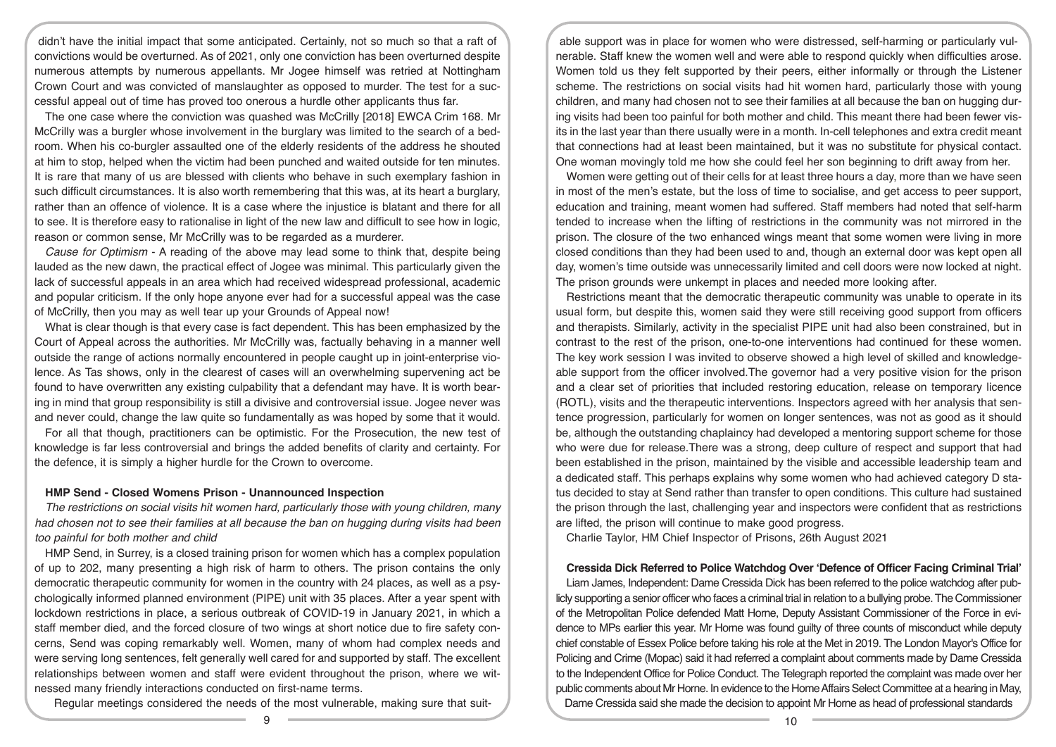didn't have the initial impact that some anticipated. Certainly, not so much so that a raft of convictions would be overturned. As of 2021, only one conviction has been overturned despite numerous attempts by numerous appellants. Mr Jogee himself was retried at Nottingham Crown Court and was convicted of manslaughter as opposed to murder. The test for a successful appeal out of time has proved too onerous a hurdle other applicants thus far.

The one case where the conviction was quashed was McCrilly [2018] EWCA Crim 168. Mr McCrilly was a burgler whose involvement in the burglary was limited to the search of a bedroom. When his co-burgler assaulted one of the elderly residents of the address he shouted at him to stop, helped when the victim had been punched and waited outside for ten minutes. It is rare that many of us are blessed with clients who behave in such exemplary fashion in such difficult circumstances. It is also worth remembering that this was, at its heart a burglary, rather than an offence of violence. It is a case where the injustice is blatant and there for all to see. It is therefore easy to rationalise in light of the new law and difficult to see how in logic, reason or common sense, Mr McCrilly was to be regarded as a murderer.

*Cause for Optimism* - A reading of the above may lead some to think that, despite being lauded as the new dawn, the practical effect of Jogee was minimal. This particularly given the lack of successful appeals in an area which had received widespread professional, academic and popular criticism. If the only hope anyone ever had for a successful appeal was the case of McCrilly, then you may as well tear up your Grounds of Appeal now!

What is clear though is that every case is fact dependent. This has been emphasized by the Court of Appeal across the authorities. Mr McCrilly was, factually behaving in a manner well outside the range of actions normally encountered in people caught up in joint-enterprise violence. As Tas shows, only in the clearest of cases will an overwhelming supervening act be found to have overwritten any existing culpability that a defendant may have. It is worth bearing in mind that group responsibility is still a divisive and controversial issue. Jogee never was and never could, change the law quite so fundamentally as was hoped by some that it would.

For all that though, practitioners can be optimistic. For the Prosecution, the new test of knowledge is far less controversial and brings the added benefits of clarity and certainty. For the defence, it is simply a higher hurdle for the Crown to overcome.

### HMP Send - Closed Womens Prison - Unannounced Inspection

*The restrictions on social visits hit women hard, particularly those with young children, many had chosen not to see their families at all because the ban on hugging during visits had been too painful for both mother and child*

HMP Send, in Surrey, is a closed training prison for women which has a complex population of up to 202, many presenting a high risk of harm to others. The prison contains the only democratic therapeutic community for women in the country with 24 places, as well as a psychologically informed planned environment (PIPE) unit with 35 places. After a year spent with lockdown restrictions in place, a serious outbreak of COVID-19 in January 2021, in which a staff member died, and the forced closure of two wings at short notice due to fire safety concerns, Send was coping remarkably well. Women, many of whom had complex needs and were serving long sentences, felt generally well cared for and supported by staff. The excellent relationships between women and staff were evident throughout the prison, where we witnessed many friendly interactions conducted on first-name terms.

Regular meetings considered the needs of the most vulnerable, making sure that suitable support was in place for women who were distressed, self-harming or particularly vulnerable. Staff knew the women well and were able to respond quickly when difficulties arose. Women told us they felt supported by their peers, either informally or through the Listener scheme. The restrictions on social visits had hit women hard, particularly those with young children, and many had chosen not to see their families at all because the ban on hugging during visits had been too painful for both mother and child. This meant there had been fewer visits in the last year than there usually were in a month. In-cell telephones and extra credit meant that connections had at least been maintained, but it was no substitute for physical contact. One woman movingly told me how she could feel her son beginning to drift away from her.

Women were getting out of their cells for at least three hours a day, more than we have seen in most of the men's estate, but the loss of time to socialise, and get access to peer support, education and training, meant women had suffered. Staff members had noted that self-harm tended to increase when the lifting of restrictions in the community was not mirrored in the prison. The closure of the two enhanced wings meant that some women were living in more closed conditions than they had been used to and, though an external door was kept open all day, women's time outside was unnecessarily limited and cell doors were now locked at night. The prison grounds were unkempt in places and needed more looking after.

Restrictions meant that the democratic therapeutic community was unable to operate in its usual form, but despite this, women said they were still receiving good support from officers and therapists. Similarly, activity in the specialist PIPE unit had also been constrained, but in contrast to the rest of the prison, one-to-one interventions had continued for these women. The key work session I was invited to observe showed a high level of skilled and knowledgeable support from the officer involved.The governor had a very positive vision for the prison and a clear set of priorities that included restoring education, release on temporary licence (ROTL), visits and the therapeutic interventions. Inspectors agreed with her analysis that sentence progression, particularly for women on longer sentences, was not as good as it should be, although the outstanding chaplaincy had developed a mentoring support scheme for those who were due for release.There was a strong, deep culture of respect and support that had been established in the prison, maintained by the visible and accessible leadership team and a dedicated staff. This perhaps explains why some women who had achieved category D status decided to stay at Send rather than transfer to open conditions. This culture had sustained the prison through the last, challenging year and inspectors were confident that as restrictions are lifted, the prison will continue to make good progress.

Charlie Taylor, HM Chief Inspector of Prisons, 26th August 2021

### Cressida Dick Referred to Police Watchdog Over 'Defence of Officer Facing Criminal Trial'

Liam James, Independent: Dame Cressida Dick has been referred to the police watchdog after publicly supporting a senior officer who faces a criminal trial in relation to a bullying probe. The Commissioner of the Metropolitan Police defended Matt Horne, Deputy Assistant Commissioner of the Force in evidence to MPs earlier this year. Mr Horne was found guilty of three counts of misconduct while deputy chief constable of Essex Police before taking his role at the Met in 2019. The London Mayor's Office for Policing and Crime (Mopac) said it had referred a complaint about comments made by Dame Cressida to the Independent Office for Police Conduct. The Telegraph reported the complaint was made over her public comments about Mr Horne. In evidence to the Home Affairs Select Committee at a hearing in May, Dame Cressida said she made the decision to appoint Mr Horne as head of professional standards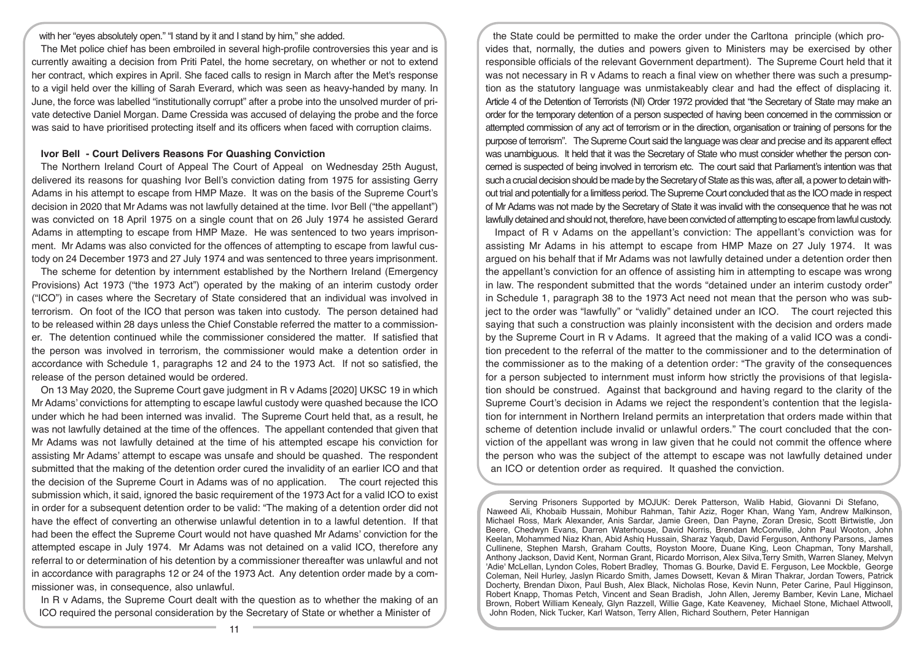with her "eyes absolutely open." "I stand by it and I stand by him," she added.

The Met police chief has been embroiled in several high-profile controversies this year and is currently awaiting a decision from Priti Patel, the home secretary, on whether or not to extend her contract, which expires in April. She faced calls to resign in March after the Met's response to a vigil held over the killing of Sarah Everard, which was seen as heavy-handed by many. In June, the force was labelled "institutionally corrupt" after a probe into the unsolved murder of private detective Daniel Morgan. Dame Cressida was accused of delaying the probe and the force was said to have prioritised protecting itself and its officers when faced with corruption claims.

## Ivor Bell - Court Delivers Reasons For Quashing Conviction

The Northern Ireland Court of Appeal The Court of Appeal on Wednesday 25th August, delivered its reasons for quashing Ivor Bell's conviction dating from 1975 for assisting Gerry Adams in his attempt to escape from HMP Maze. It was on the basis of the Supreme Court's decision in 2020 that Mr Adams was not lawfully detained at the time. Ivor Bell ("the appellant") was convicted on 18 April 1975 on a single count that on 26 July 1974 he assisted Gerard Adams in attempting to escape from HMP Maze. He was sentenced to two years imprisonment. Mr Adams was also convicted for the offences of attempting to escape from lawful custody on 24 December 1973 and 27 July 1974 and was sentenced to three years imprisonment.

The scheme for detention by internment established by the Northern Ireland (Emergency Provisions) Act 1973 ("the 1973 Act") operated by the making of an interim custody order ("ICO") in cases where the Secretary of State considered that an individual was involved in terrorism. On foot of the ICO that person was taken into custody. The person detained had to be released within 28 days unless the Chief Constable referred the matter to a commissioner. The detention continued while the commissioner considered the matter. If satisfied that the person was involved in terrorism, the commissioner would make a detention order in accordance with Schedule 1, paragraphs 12 and 24 to the 1973 Act. If not so satisfied, the release of the person detained would be ordered.

On 13 May 2020, the Supreme Court gave judgment in R v Adams [2020] UKSC 19 in which Mr Adams' convictions for attempting to escape lawful custody were quashed because the ICO under which he had been interned was invalid. The Supreme Court held that, as a result, he was not lawfully detained at the time of the offences. The appellant contended that given that Mr Adams was not lawfully detained at the time of his attempted escape his conviction for assisting Mr Adams' attempt to escape was unsafe and should be quashed. The respondent submitted that the making of the detention order cured the invalidity of an earlier ICO and that the decision of the Supreme Court in Adams was of no application. The court rejected this submission which, it said, ignored the basic requirement of the 1973 Act for a valid ICO to exist in order for a subsequent detention order to be valid: "The making of a detention order did not have the effect of converting an otherwise unlawful detention in to a lawful detention. If that had been the effect the Supreme Court would not have quashed Mr Adams' conviction for the attempted escape in July 1974. Mr Adams was not detained on a valid ICO, therefore any referral to or determination of his detention by a commissioner thereafter was unlawful and not in accordance with paragraphs 12 or 24 of the 1973 Act. Any detention order made by a commissioner was, in consequence, also unlawful.

In R v Adams, the Supreme Court dealt with the question as to whether the making of an ICO required the personal consideration by the Secretary of State or whether a Minister of the State could be permitted to make the order under the Carltona principle (which provides that, normally, the duties and powers given to Ministers may be exercised by other responsible officials of the relevant Government department). The Supreme Court held that it was not necessary in R v Adams to reach a final view on whether there was such a presumption as the statutory language was unmistakeably clear and had the effect of displacing it. Article 4 of the Detention of Terrorists (NI) Order 1972 provided that "the Secretary of State may make an order for the temporary detention of a person suspected of having been concerned in the commission or attempted commission of any act of terrorism or in the direction, organisation or training of persons for the purpose of terrorism". The Supreme Court said the language was clear and precise and its apparent effect was unambiguous. It held that it was the Secretary of State who must consider whether the person concerned is suspected of being involved in terrorism etc. The court said that Parliament's intention was that such a crucial decision should be made by the Secretary of State as this was, after all, a power to detain without trial and potentially for a limitless period. The Supreme Court concluded that as the ICO made in respect of Mr Adams was not made by the Secretary of State it was invalid with the consequence that he was not lawfully detained and should not, therefore, have been convicted of attempting to escape from lawful custody.

Impact of R v Adams on the appellant's conviction: The appellant's conviction was for assisting Mr Adams in his attempt to escape from HMP Maze on 27 July 1974. It was argued on his behalf that if Mr Adams was not lawfully detained under a detention order then the appellant's conviction for an offence of assisting him in attempting to escape was wrong in law. The respondent submitted that the words "detained under an interim custody order" in Schedule 1, paragraph 38 to the 1973 Act need not mean that the person who was subject to the order was "lawfully" or "validly" detained under an ICO. The court rejected this saying that such a construction was plainly inconsistent with the decision and orders made by the Supreme Court in R v Adams. It agreed that the making of a valid ICO was a condition precedent to the referral of the matter to the commissioner and to the determination of the commissioner as to the making of a detention order: "The gravity of the consequences for a person subjected to internment must inform how strictly the provisions of that legislation should be construed. Against that background and having regard to the clarity of the Supreme Court's decision in Adams we reject the respondent's contention that the legislation for internment in Northern Ireland permits an interpretation that orders made within that scheme of detention include invalid or unlawful orders." The court concluded that the conviction of the appellant was wrong in law given that he could not commit the offence where the person who was the subject of the attempt to escape was not lawfully detained under an ICO or detention order as required. It quashed the conviction.

Serving Prisoners Supported by MOJUK: Derek Patterson, Walib Habid, Giovanni Di Stefano, Naweed Ali, Khobaib Hussain, Mohibur Rahman, Tahir Aziz, Roger Khan, Wang Yam, Andrew Malkinson, Michael Ross, Mark Alexander, Anis Sardar, Jamie Green, Dan Payne, Zoran Dresic, Scott Birtwistle, Jon Beere, Chedwyn Evans, Darren Waterhouse, David Norris, Brendan McConville, John Paul Wooton, John Keelan, Mohammed Niaz Khan, Abid Ashiq Hussain, Sharaz Yaqub, David Ferguson, Anthony Parsons, James Cullinene, Stephen Marsh, Graham Coutts, Royston Moore, Duane King, Leon Chapman, Tony Marshall, Anthony Jackson, David Kent, Norman Grant, Ricardo Morrison, Alex Silva,Terry Smith, Warren Slaney, Melvyn 'Adie' McLellan, Lyndon Coles, Robert Bradley, Thomas G. Bourke, David E. Ferguson, Lee Mockble, George Coleman, Neil Hurley, Jaslyn Ricardo Smith, James Dowsett, Kevan & Miran Thakrar, Jordan Towers, Patrick Docherty, Brendan Dixon, Paul Bush, Alex Black, Nicholas Rose, Kevin Nunn, Peter Carine, Paul Higginson, Robert Knapp, Thomas Petch, Vincent and Sean Bradish, John Allen, Jeremy Bamber, Kevin Lane, Michael Brown, Robert William Kenealy, Glyn Razzell, Willie Gage, Kate Keaveney, Michael Stone, Michael Attwooll, John Roden, Nick Tucker, Karl Watson, Terry Allen, Richard Southern, Peter Hannigan